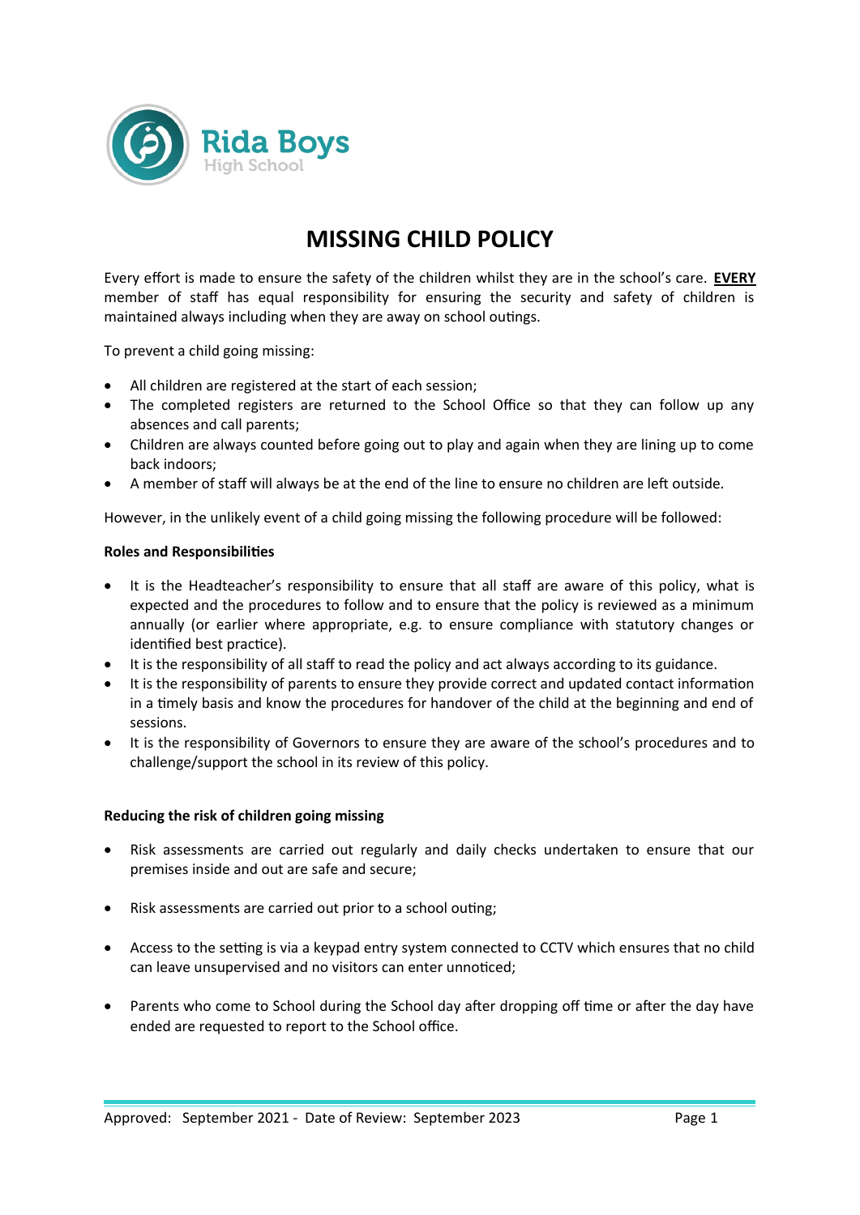Rida Boys
High School

# MISSING CHILD POLICY

Every effort is made to ensure the safety of the children whilst they are in the school's care. **EVERY** member of staff has equal responsibility for ensuring the security and safety of children is maintained always including when they are away on school outings.

To prevent a child going missing:

- All children are registered at the start of each session;
- The completed registers are returned to the School Office so that they can follow up any absences and call parents;
- Children are always counted before going out to play and again when they are lining up to come back indoors;
- A member of staff will always be at the end of the line to ensure no children are left outside.

However, in the unlikely event of a child going missing the following procedure will be followed:

**Roles and Responsibilities**

- It is the Headteacher's responsibility to ensure that all staff are aware of this policy, what is expected and the procedures to follow and to ensure that the policy is reviewed as a minimum annually (or earlier where appropriate, e.g. to ensure compliance with statutory changes or identified best practice).
- It is the responsibility of all staff to read the policy and act always according to its guidance.
- It is the responsibility of parents to ensure they provide correct and updated contact information in a timely basis and know the procedures for handover of the child at the beginning and end of sessions.
- It is the responsibility of Governors to ensure they are aware of the school's procedures and to challenge/support the school in its review of this policy.

**Reducing the risk of children going missing**

- Risk assessments are carried out regularly and daily checks undertaken to ensure that our premises inside and out are safe and secure;
- Risk assessments are carried out prior to a school outing;
- Access to the setting is via a keypad entry system connected to CCTV which ensures that no child can leave unsupervised and no visitors can enter unnoticed;
- Parents who come to School during the School day after dropping off time or after the day have ended are requested to report to the School office.

Approved: September 2021 - Date of Review: September 2023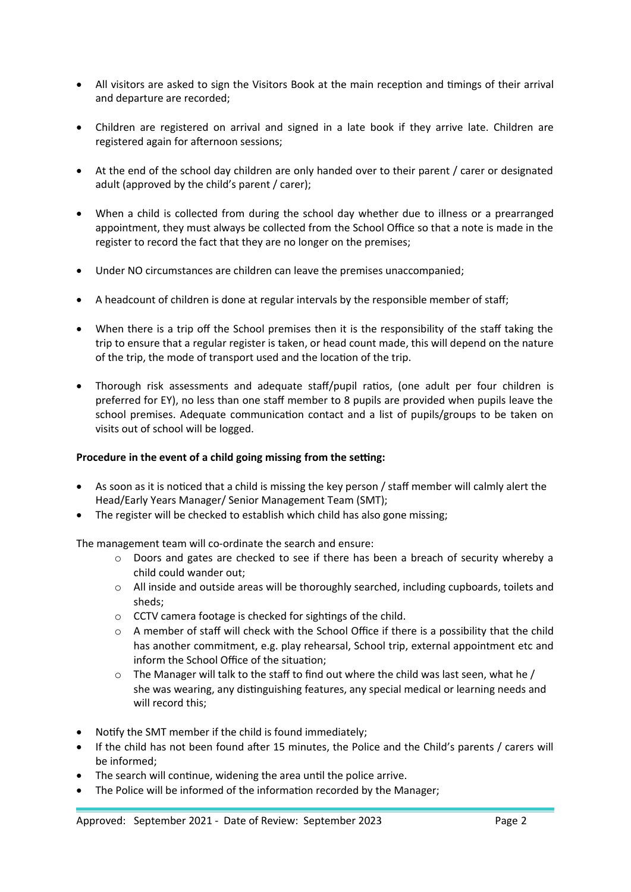- All visitors are asked to sign the Visitors Book at the main reception and timings of their arrival and departure are recorded;
- Children are registered on arrival and signed in a late book if they arrive late. Children are registered again for afternoon sessions;
- At the end of the school day children are only handed over to their parent / carer or designated adult (approved by the child's parent / carer);
- When a child is collected from during the school day whether due to illness or a prearranged appointment, they must always be collected from the School Office so that a note is made in the register to record the fact that they are no longer on the premises;
- Under NO circumstances are children can leave the premises unaccompanied;
- A headcount of children is done at regular intervals by the responsible member of staff;
- When there is a trip off the School premises then it is the responsibility of the staff taking the trip to ensure that a regular register is taken, or head count made, this will depend on the nature of the trip, the mode of transport used and the location of the trip.
- Thorough risk assessments and adequate staff/pupil ratios, (one adult per four children is preferred for EY), no less than one staff member to 8 pupils are provided when pupils leave the school premises. Adequate communication contact and a list of pupils/groups to be taken on visits out of school will be logged.

**Procedure in the event of a child going missing from the setting:**

- As soon as it is noticed that a child is missing the key person / staff member will calmly alert the Head/Early Years Manager/ Senior Management Team (SMT);
- The register will be checked to establish which child has also gone missing;

The management team will co-ordinate the search and ensure:

- Doors and gates are checked to see if there has been a breach of security whereby a child could wander out;
- All inside and outside areas will be thoroughly searched, including cupboards, toilets and sheds;
- CCTV camera footage is checked for sightings of the child.
- A member of staff will check with the School Office if there is a possibility that the child has another commitment, e.g. play rehearsal, School trip, external appointment etc and inform the School Office of the situation;
- The Manager will talk to the staff to find out where the child was last seen, what he / she was wearing, any distinguishing features, any special medical or learning needs and will record this;

- Notify the SMT member if the child is found immediately;
- If the child has not been found after 15 minutes, the Police and the Child's parents / carers will be informed;
- The search will continue, widening the area until the police arrive.
- The Police will be informed of the information recorded by the Manager;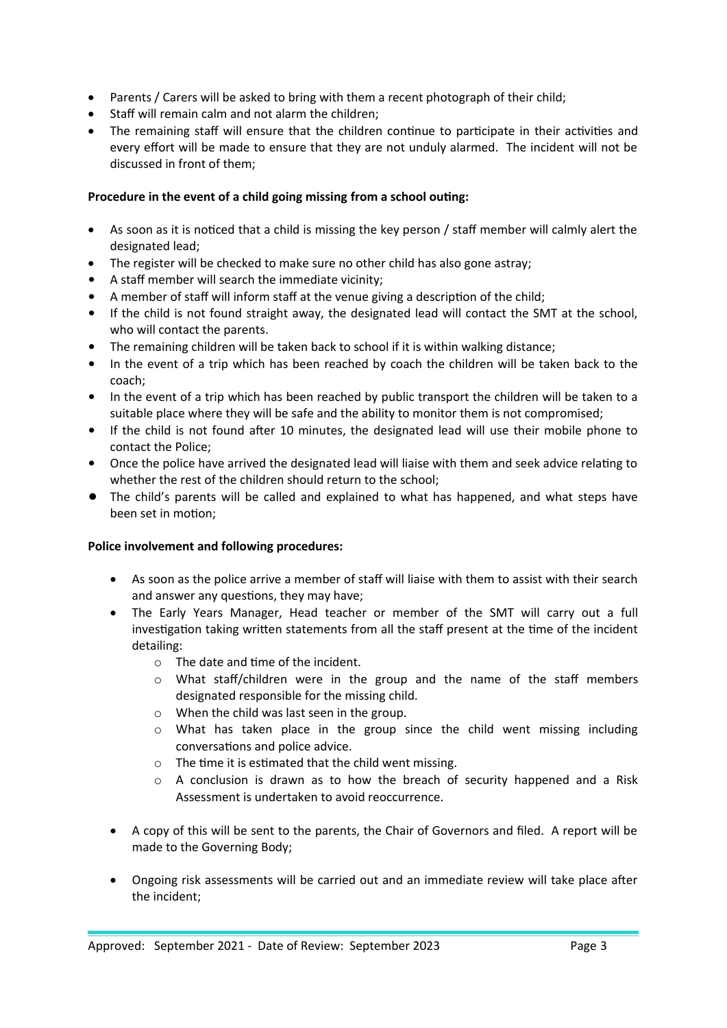- Parents / Carers will be asked to bring with them a recent photograph of their child;
- Staff will remain calm and not alarm the children;
- The remaining staff will ensure that the children continue to participate in their activities and every effort will be made to ensure that they are not unduly alarmed. The incident will not be discussed in front of them;

**Procedure in the event of a child going missing from a school outing:**

- As soon as it is noticed that a child is missing the key person / staff member will calmly alert the designated lead;
- The register will be checked to make sure no other child has also gone astray;
- A staff member will search the immediate vicinity;
- A member of staff will inform staff at the venue giving a description of the child;
- If the child is not found straight away, the designated lead will contact the SMT at the school, who will contact the parents.
- The remaining children will be taken back to school if it is within walking distance;
- In the event of a trip which has been reached by coach the children will be taken back to the coach;
- In the event of a trip which has been reached by public transport the children will be taken to a suitable place where they will be safe and the ability to monitor them is not compromised;
- If the child is not found after 10 minutes, the designated lead will use their mobile phone to contact the Police;
- Once the police have arrived the designated lead will liaise with them and seek advice relating to whether the rest of the children should return to the school;
- The child's parents will be called and explained to what has happened, and what steps have been set in motion;

**Police involvement and following procedures:**

- As soon as the police arrive a member of staff will liaise with them to assist with their search and answer any questions, they may have;
- The Early Years Manager, Head teacher or member of the SMT will carry out a full investigation taking written statements from all the staff present at the time of the incident detailing:
  - The date and time of the incident.
  - What staff/children were in the group and the name of the staff members designated responsible for the missing child.
  - When the child was last seen in the group.
  - What has taken place in the group since the child went missing including conversations and police advice.
  - The time it is estimated that the child went missing.
  - A conclusion is drawn as to how the breach of security happened and a Risk Assessment is undertaken to avoid reoccurrence.
- A copy of this will be sent to the parents, the Chair of Governors and filed. A report will be made to the Governing Body;
- Ongoing risk assessments will be carried out and an immediate review will take place after the incident;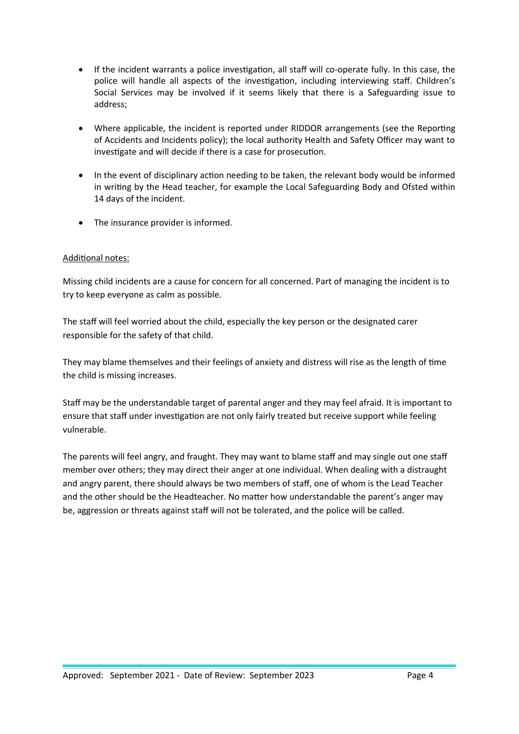- If the incident warrants a police investigation, all staff will co-operate fully. In this case, the police will handle all aspects of the investigation, including interviewing staff. Children's Social Services may be involved if it seems likely that there is a Safeguarding issue to address;

- Where applicable, the incident is reported under RIDDOR arrangements (see the Reporting of Accidents and Incidents policy); the local authority Health and Safety Officer may want to investigate and will decide if there is a case for prosecution.

- In the event of disciplinary action needing to be taken, the relevant body would be informed in writing by the Head teacher, for example the Local Safeguarding Body and Ofsted within 14 days of the incident.

- The insurance provider is informed.

<u>Additional notes:</u>

Missing child incidents are a cause for concern for all concerned. Part of managing the incident is to try to keep everyone as calm as possible.

The staff will feel worried about the child, especially the key person or the designated carer responsible for the safety of that child.

They may blame themselves and their feelings of anxiety and distress will rise as the length of time the child is missing increases.

Staff may be the understandable target of parental anger and they may feel afraid. It is important to ensure that staff under investigation are not only fairly treated but receive support while feeling vulnerable.

The parents will feel angry, and fraught. They may want to blame staff and may single out one staff member over others; they may direct their anger at one individual. When dealing with a distraught and angry parent, there should always be two members of staff, one of whom is the Lead Teacher and the other should be the Headteacher. No matter how understandable the parent's anger may be, aggression or threats against staff will not be tolerated, and the police will be called.

Approved: September 2021 - Date of Review: September 2023